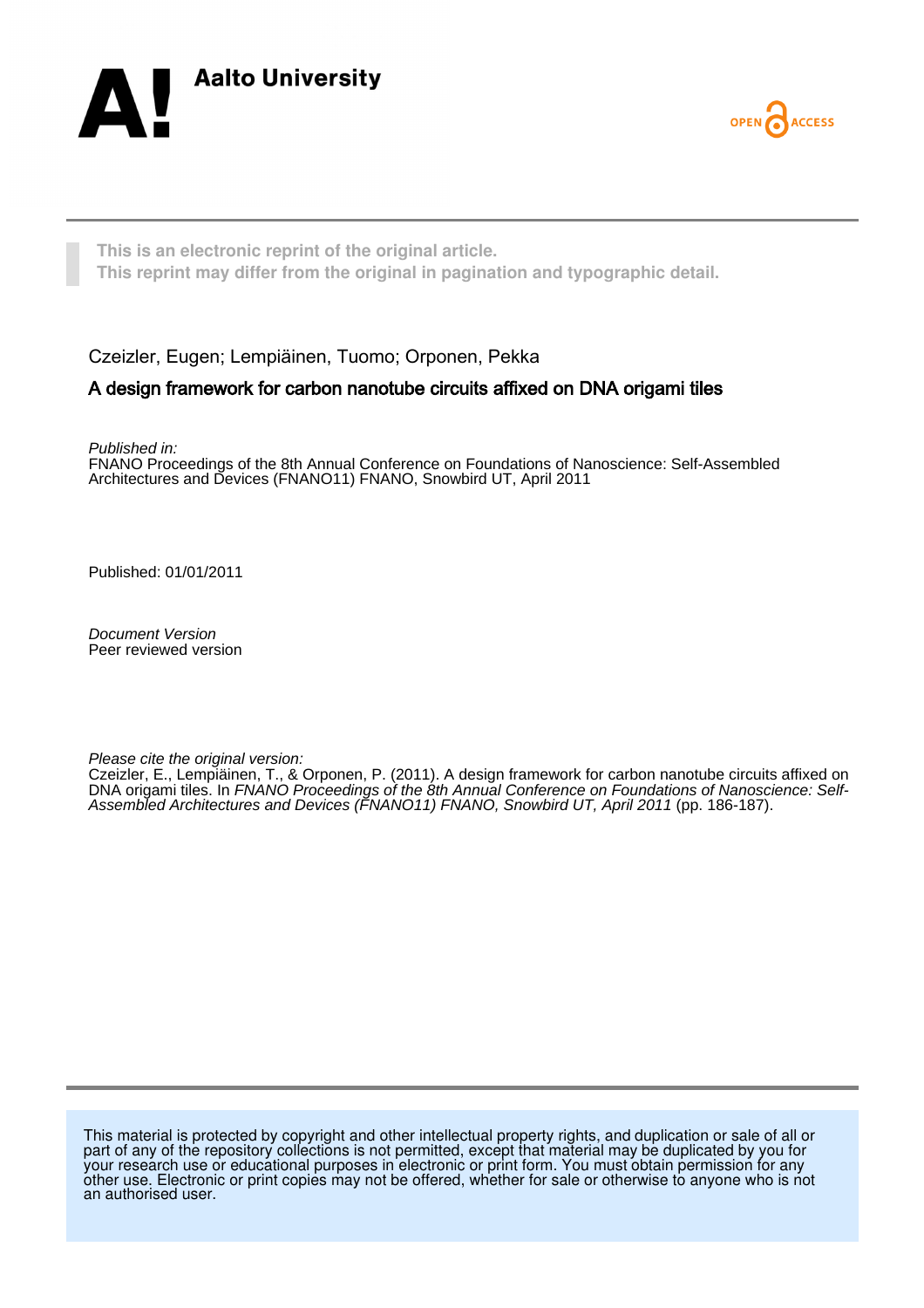Aalto University

OPEN ACCESS

**This is an electronic reprint of the original article.**
**This reprint may differ from the original in pagination and typographic detail.**

Czeizler, Eugen; Lempiäinen, Tuomo; Orponen, Pekka

## A design framework for carbon nanotube circuits affixed on DNA origami tiles

*Published in:*
FNANO Proceedings of the 8th Annual Conference on Foundations of Nanoscience: Self-Assembled Architectures and Devices (FNANO11) FNANO, Snowbird UT, April 2011

Published: 01/01/2011

*Document Version*
Peer reviewed version

*Please cite the original version:*
Czeizler, E., Lempiäinen, T., & Orponen, P. (2011). A design framework for carbon nanotube circuits affixed on DNA origami tiles. In *FNANO Proceedings of the 8th Annual Conference on Foundations of Nanoscience: Self-Assembled Architectures and Devices (FNANO11) FNANO, Snowbird UT, April 2011* (pp. 186-187).

This material is protected by copyright and other intellectual property rights, and duplication or sale of all or part of any of the repository collections is not permitted, except that material may be duplicated by you for your research use or educational purposes in electronic or print form. You must obtain permission for any other use. Electronic or print copies may not be offered, whether for sale or otherwise to anyone who is not an authorised user.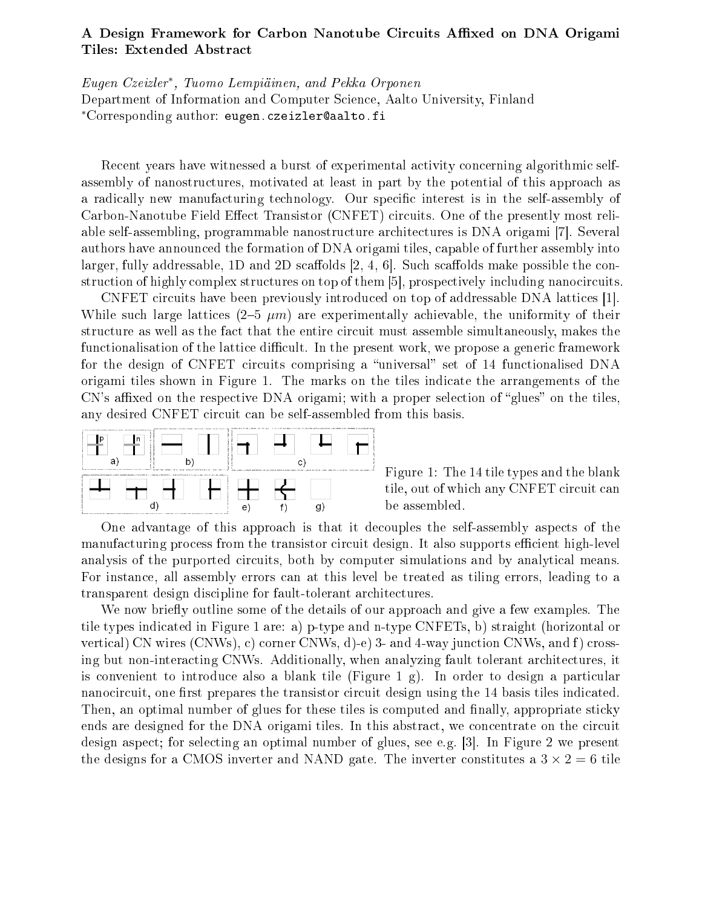### A Design Framework for Carbon Nanotube Circuits Affixed on DNA Origami Tiles: Extended Abstract

*Eugen Czeizler*, Tuomo Lempiäinen, and Pekka Orponen*
Department of Information and Computer Science, Aalto University, Finland
*Corresponding author: eugen.czeizler@aalto.fi

Recent years have witnessed a burst of experimental activity concerning algorithmic self-assembly of nanostructures, motivated at least in part by the potential of this approach as a radically new manufacturing technology. Our specific interest is in the self-assembly of Carbon-Nanotube Field Effect Transistor (CNFET) circuits. One of the presently most reliable self-assembling, programmable nanostructure architectures is DNA origami [7]. Several authors have announced the formation of DNA origami tiles, capable of further assembly into larger, fully addressable, 1D and 2D scaffolds [2, 4, 6]. Such scaffolds make possible the construction of highly complex structures on top of them [5], prospectively including nanocircuits.

CNFET circuits have been previously introduced on top of addressable DNA lattices [1]. While such large lattices (2–5 $\mu m$) are experimentally achievable, the uniformity of their structure as well as the fact that the entire circuit must assemble simultaneously, makes the functionalisation of the lattice difficult. In the present work, we propose a generic framework for the design of CNFET circuits comprising a "universal" set of 14 functionalised DNA origami tiles shown in Figure 1. The marks on the tiles indicate the arrangements of the CN's affixed on the respective DNA origami; with a proper selection of "glues" on the tiles, any desired CNFET circuit can be self-assembled from this basis.

Figure 1: The 14 tile types and the blank tile, out of which any CNFET circuit can be assembled.

One advantage of this approach is that it decouples the self-assembly aspects of the manufacturing process from the transistor circuit design. It also supports efficient high-level analysis of the purported circuits, both by computer simulations and by analytical means. For instance, all assembly errors can at this level be treated as tiling errors, leading to a transparent design discipline for fault-tolerant architectures.

We now briefly outline some of the details of our approach and give a few examples. The tile types indicated in Figure 1 are: a) p-type and n-type CNFETs, b) straight (horizontal or vertical) CN wires (CNWs), c) corner CNWs, d)-e) 3- and 4-way junction CNWs, and f) crossing but non-interacting CNWs. Additionally, when analyzing fault tolerant architectures, it is convenient to introduce also a blank tile (Figure 1 g). In order to design a particular nanocircuit, one first prepares the transistor circuit design using the 14 basis tiles indicated. Then, an optimal number of glues for these tiles is computed and finally, appropriate sticky ends are designed for the DNA origami tiles. In this abstract, we concentrate on the circuit design aspect; for selecting an optimal number of glues, see e.g. [3]. In Figure 2 we present the designs for a CMOS inverter and NAND gate. The inverter constitutes a $3 \times 2 = 6$ tile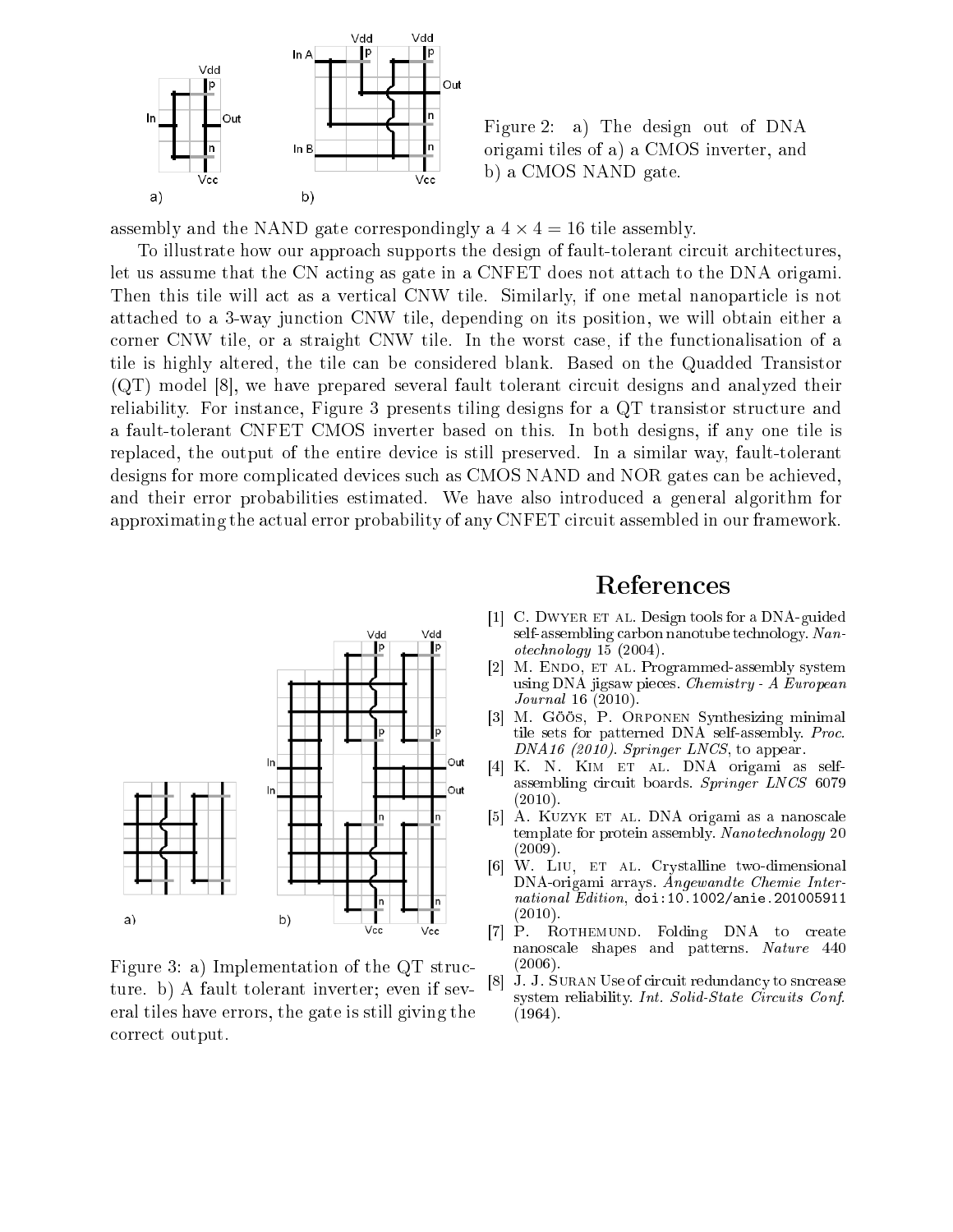Figure 2: a) The design out of DNA origami tiles of a) a CMOS inverter, and b) a CMOS NAND gate.

assembly and the NAND gate correspondingly a $4 \times 4 = 16$ tile assembly.

To illustrate how our approach supports the design of fault-tolerant circuit architectures, let us assume that the CN acting as gate in a CNFET does not attach to the DNA origami. Then this tile will act as a vertical CNW tile. Similarly, if one metal nanoparticle is not attached to a 3-way junction CNW tile, depending on its position, we will obtain either a corner CNW tile, or a straight CNW tile. In the worst case, if the functionalisation of a tile is highly altered, the tile can be considered blank. Based on the Quadded Transistor (QT) model [8], we have prepared several fault tolerant circuit designs and analyzed their reliability. For instance, Figure 3 presents tiling designs for a QT transistor structure and a fault-tolerant CNFET CMOS inverter based on this. In both designs, if any one tile is replaced, the output of the entire device is still preserved. In a similar way, fault-tolerant designs for more complicated devices such as CMOS NAND and NOR gates can be achieved, and their error probabilities estimated. We have also introduced a general algorithm for approximating the actual error probability of any CNFET circuit assembled in our framework.

Figure 3: a) Implementation of the QT structure. b) A fault tolerant inverter; even if several tiles have errors, the gate is still giving the correct output.

## References

[1] C. Dwyer et al. Design tools for a DNA-guided self-assembling carbon nanotube technology. *Nanotechnology* 15 (2004).

[2] M. Endo, et al. Programmed-assembly system using DNA jigsaw pieces. *Chemistry - A European Journal* 16 (2010).

[3] M. Göös, P. Orponen Synthesizing minimal tile sets for patterned DNA self-assembly. *Proc. DNA16 (2010). Springer LNCS*, to appear.

[4] K. N. Kim et al. DNA origami as self-assembling circuit boards. *Springer LNCS* 6079 (2010).

[5] A. Kuzyk et al. DNA origami as a nanoscale template for protein assembly. *Nanotechnology* 20 (2009).

[6] W. Liu, et al. Crystalline two-dimensional DNA-origami arrays. *Angewandte Chemie International Edition*, doi:10.1002/anie.201005911 (2010).

[7] P. Rothemund. Folding DNA to create nanoscale shapes and patterns. *Nature* 440 (2006).

[8] J. J. Suran Use of circuit redundancy to sncrease system reliability. *Int. Solid-State Circuits Conf.* (1964).